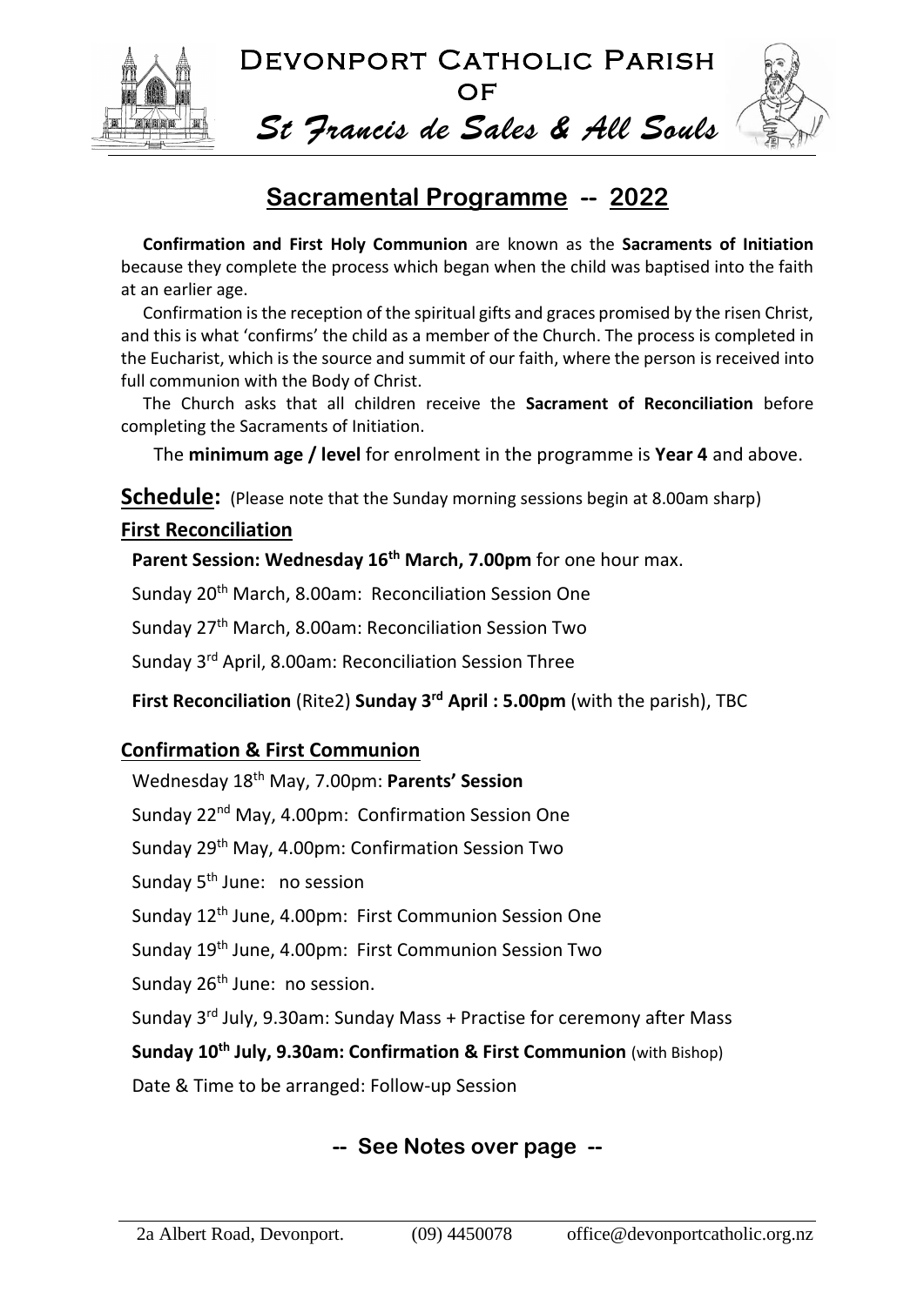# Devonport Catholic Parish of

# *St Francis de Sales & All Souls*

## Sacramental Programme -- 2022

**Confirmation and First Holy Communion** are known as the **Sacraments of Initiation** because they complete the process which began when the child was baptised into the faith at an earlier age.

Confirmation is the reception of the spiritual gifts and graces promised by the risen Christ, and this is what 'confirms' the child as a member of the Church. The process is completed in the Eucharist, which is the source and summit of our faith, where the person is received into full communion with the Body of Christ.

The Church asks that all children receive the **Sacrament of Reconciliation** before completing the Sacraments of Initiation.

The **minimum age / level** for enrolment in the programme is **Year 4** and above.

## Schedule: (Please note that the Sunday morning sessions begin at 8.00am sharp)

### First Reconciliation

**Parent Session: Wednesday 16th March, 7.00pm** for one hour max.

Sunday 20th March, 8.00am: Reconciliation Session One

Sunday 27th March, 8.00am: Reconciliation Session Two

Sunday 3rd April, 8.00am: Reconciliation Session Three

**First Reconciliation** (Rite2) **Sunday 3rd April : 5.00pm** (with the parish), TBC

### Confirmation & First Communion

Wednesday 18th May, 7.00pm: **Parents' Session**

Sunday 22nd May, 4.00pm: Confirmation Session One

Sunday 29th May, 4.00pm: Confirmation Session Two

Sunday 5th June: no session

Sunday 12th June, 4.00pm: First Communion Session One

Sunday 19th June, 4.00pm: First Communion Session Two

Sunday 26th June: no session.

Sunday 3rd July, 9.30am: Sunday Mass + Practise for ceremony after Mass

**Sunday 10th July, 9.30am: Confirmation & First Communion** (with Bishop)

Date & Time to be arranged: Follow-up Session

**-- See Notes over page --**

2a Albert Road, Devonport. (09) 4450078 office@devonportcatholic.org.nz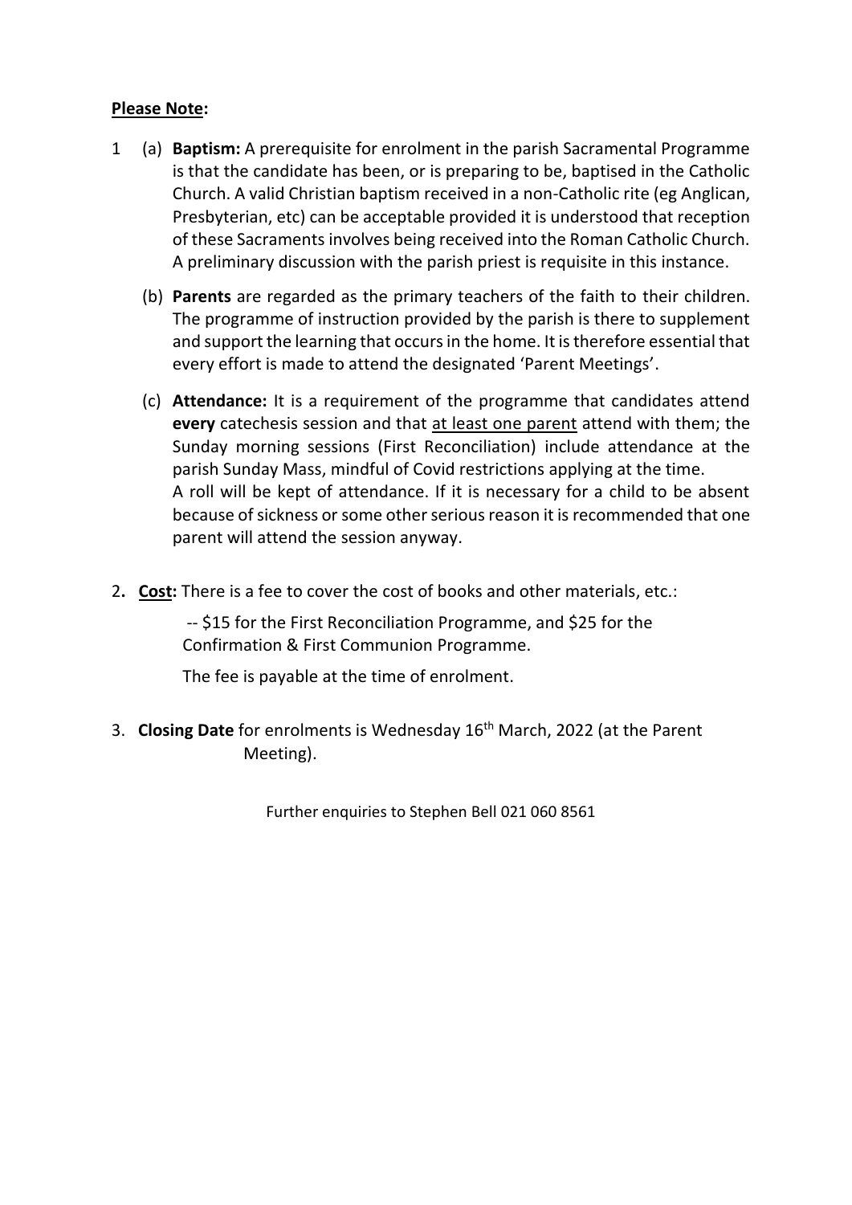**<u>Please Note</u>:**

1 (a) **Baptism:** A prerequisite for enrolment in the parish Sacramental Programme is that the candidate has been, or is preparing to be, baptised in the Catholic Church. A valid Christian baptism received in a non-Catholic rite (eg Anglican, Presbyterian, etc) can be acceptable provided it is understood that reception of these Sacraments involves being received into the Roman Catholic Church. A preliminary discussion with the parish priest is requisite in this instance.

(b) **Parents** are regarded as the primary teachers of the faith to their children. The programme of instruction provided by the parish is there to supplement and support the learning that occurs in the home. It is therefore essential that every effort is made to attend the designated 'Parent Meetings'.

(c) **Attendance:** It is a requirement of the programme that candidates attend **every** catechesis session and that <u>at least one parent</u> attend with them; the Sunday morning sessions (First Reconciliation) include attendance at the parish Sunday Mass, mindful of Covid restrictions applying at the time.
A roll will be kept of attendance. If it is necessary for a child to be absent because of sickness or some other serious reason it is recommended that one parent will attend the session anyway.

2. **<u>Cost</u>:** There is a fee to cover the cost of books and other materials, etc.:

-- $15 for the First Reconciliation Programme, and $25 for the Confirmation & First Communion Programme.

The fee is payable at the time of enrolment.

3. **Closing Date** for enrolments is Wednesday 16th March, 2022 (at the Parent Meeting).

Further enquiries to Stephen Bell 021 060 8561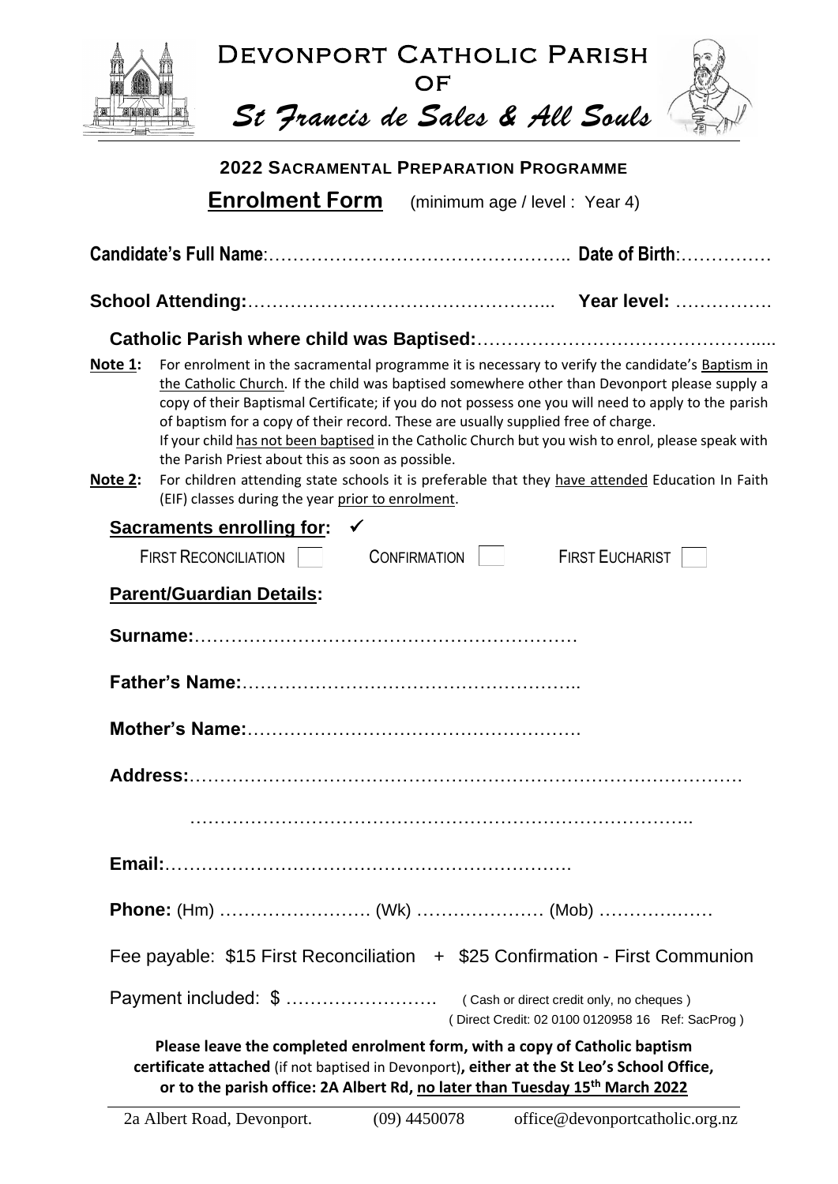# Devonport Catholic Parish of *St Francis de Sales & All Souls*

## 2022 Sacramental Preparation Programme

**Enrolment Form** (minimum age / level : Year 4)

**Candidate's Full Name**:………………………………………….. **Date of Birth**:……………

**School Attending:**…………………………………………... **Year level:** …………….

**Catholic Parish where child was Baptised:**……………………………………….….

**Note 1:** For enrolment in the sacramental programme it is necessary to verify the candidate's Baptism in the Catholic Church. If the child was baptised somewhere other than Devonport please supply a copy of their Baptismal Certificate; if you do not possess one you will need to apply to the parish of baptism for a copy of their record. These are usually supplied free of charge.
If your child has not been baptised in the Catholic Church but you wish to enrol, please speak with the Parish Priest about this as soon as possible.

**Note 2:** For children attending state schools it is preferable that they have attended Education In Faith (EIF) classes during the year prior to enrolment.

**Sacraments enrolling for:** ✓

First Reconciliation ☐ Confirmation ☐ First Eucharist ☐

**Parent/Guardian Details:**

**Surname:**………………………………………………………

**Father's Name:**……………………………………………..

**Mother's Name:**…………………………………………….

**Address:**…………………………………………………………………………

…………………………………………………………………..

**Email:**……………………………………………………….

**Phone:** (Hm) ……………………. (Wk) ………………… (Mob) ………….……

Fee payable: $15 First Reconciliation + $25 Confirmation - First Communion

Payment included: $ ……………………. ( Cash or direct credit only, no cheques )
( Direct Credit: 02 0100 0120958 16 Ref: SacProg )

**Please leave the completed enrolment form, with a copy of Catholic baptism certificate attached** (if not baptised in Devonport)**, either at the St Leo's School Office, or to the parish office: 2A Albert Rd, no later than Tuesday 15th March 2022**

2a Albert Road, Devonport. (09) 4450078 office@devonportcatholic.org.nz